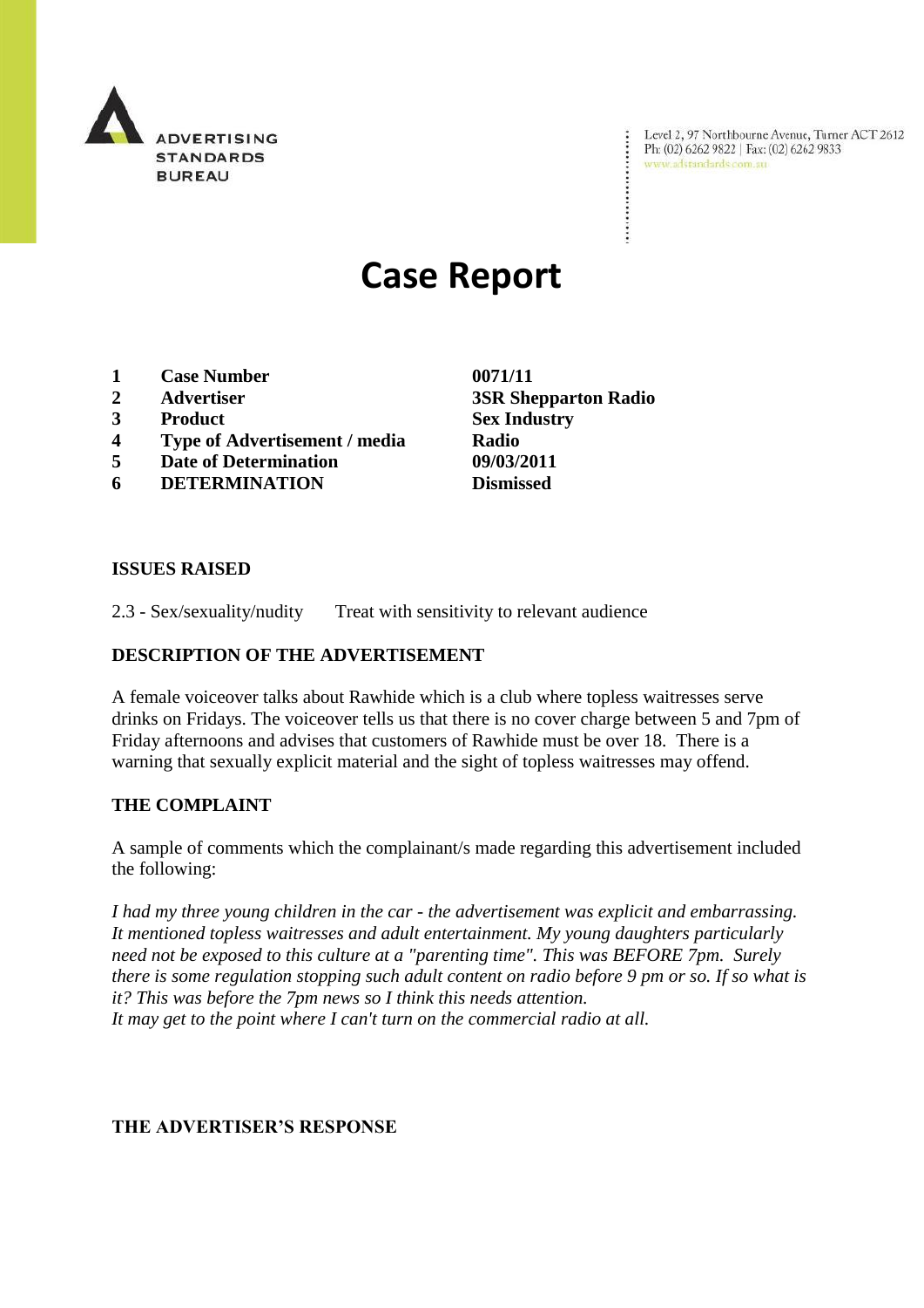ADVERTISING STANDARDS BUREAU

Level 2, 97 Northbourne Avenue, Turner ACT 2612
Ph: (02) 6262 9822 | Fax: (02) 6262 9833
www.adstandards.com.au

# Case Report

| | | |
|---|---|---|
| **1** | **Case Number** | **0071/11** |
| **2** | **Advertiser** | **3SR Shepparton Radio** |
| **3** | **Product** | **Sex Industry** |
| **4** | **Type of Advertisement / media** | **Radio** |
| **5** | **Date of Determination** | **09/03/2011** |
| **6** | **DETERMINATION** | **Dismissed** |

**ISSUES RAISED**

2.3 - Sex/sexuality/nudity Treat with sensitivity to relevant audience

**DESCRIPTION OF THE ADVERTISEMENT**

A female voiceover talks about Rawhide which is a club where topless waitresses serve drinks on Fridays. The voiceover tells us that there is no cover charge between 5 and 7pm of Friday afternoons and advises that customers of Rawhide must be over 18. There is a warning that sexually explicit material and the sight of topless waitresses may offend.

**THE COMPLAINT**

A sample of comments which the complainant/s made regarding this advertisement included the following:

*I had my three young children in the car - the advertisement was explicit and embarrassing. It mentioned topless waitresses and adult entertainment. My young daughters particularly need not be exposed to this culture at a "parenting time". This was BEFORE 7pm. Surely there is some regulation stopping such adult content on radio before 9 pm or so. If so what is it? This was before the 7pm news so I think this needs attention.*
*It may get to the point where I can't turn on the commercial radio at all.*

**THE ADVERTISER'S RESPONSE**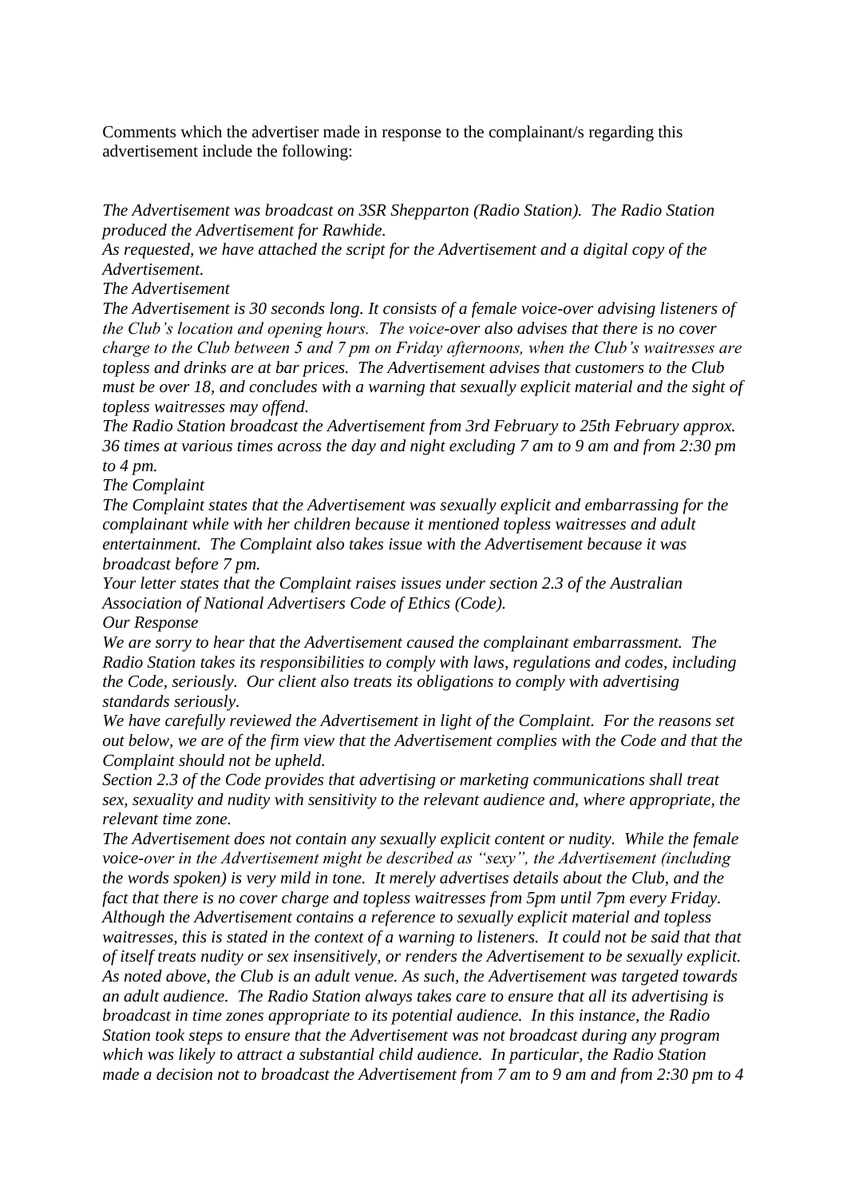Comments which the advertiser made in response to the complainant/s regarding this advertisement include the following:

*The Advertisement was broadcast on 3SR Shepparton (Radio Station). The Radio Station produced the Advertisement for Rawhide.*

*As requested, we have attached the script for the Advertisement and a digital copy of the Advertisement.*

*The Advertisement*

*The Advertisement is 30 seconds long. It consists of a female voice-over advising listeners of the Club's location and opening hours. The voice-over also advises that there is no cover charge to the Club between 5 and 7 pm on Friday afternoons, when the Club's waitresses are topless and drinks are at bar prices. The Advertisement advises that customers to the Club must be over 18, and concludes with a warning that sexually explicit material and the sight of topless waitresses may offend.*

*The Radio Station broadcast the Advertisement from 3rd February to 25th February approx. 36 times at various times across the day and night excluding 7 am to 9 am and from 2:30 pm to 4 pm.*

*The Complaint*

*The Complaint states that the Advertisement was sexually explicit and embarrassing for the complainant while with her children because it mentioned topless waitresses and adult entertainment. The Complaint also takes issue with the Advertisement because it was broadcast before 7 pm.*

*Your letter states that the Complaint raises issues under section 2.3 of the Australian Association of National Advertisers Code of Ethics (Code).*

*Our Response*

*We are sorry to hear that the Advertisement caused the complainant embarrassment. The Radio Station takes its responsibilities to comply with laws, regulations and codes, including the Code, seriously. Our client also treats its obligations to comply with advertising standards seriously.*

*We have carefully reviewed the Advertisement in light of the Complaint. For the reasons set out below, we are of the firm view that the Advertisement complies with the Code and that the Complaint should not be upheld.*

*Section 2.3 of the Code provides that advertising or marketing communications shall treat sex, sexuality and nudity with sensitivity to the relevant audience and, where appropriate, the relevant time zone.*

*The Advertisement does not contain any sexually explicit content or nudity. While the female voice-over in the Advertisement might be described as "sexy", the Advertisement (including the words spoken) is very mild in tone. It merely advertises details about the Club, and the fact that there is no cover charge and topless waitresses from 5pm until 7pm every Friday. Although the Advertisement contains a reference to sexually explicit material and topless waitresses, this is stated in the context of a warning to listeners. It could not be said that that of itself treats nudity or sex insensitively, or renders the Advertisement to be sexually explicit.*

*As noted above, the Club is an adult venue. As such, the Advertisement was targeted towards an adult audience. The Radio Station always takes care to ensure that all its advertising is broadcast in time zones appropriate to its potential audience. In this instance, the Radio Station took steps to ensure that the Advertisement was not broadcast during any program which was likely to attract a substantial child audience. In particular, the Radio Station made a decision not to broadcast the Advertisement from 7 am to 9 am and from 2:30 pm to 4*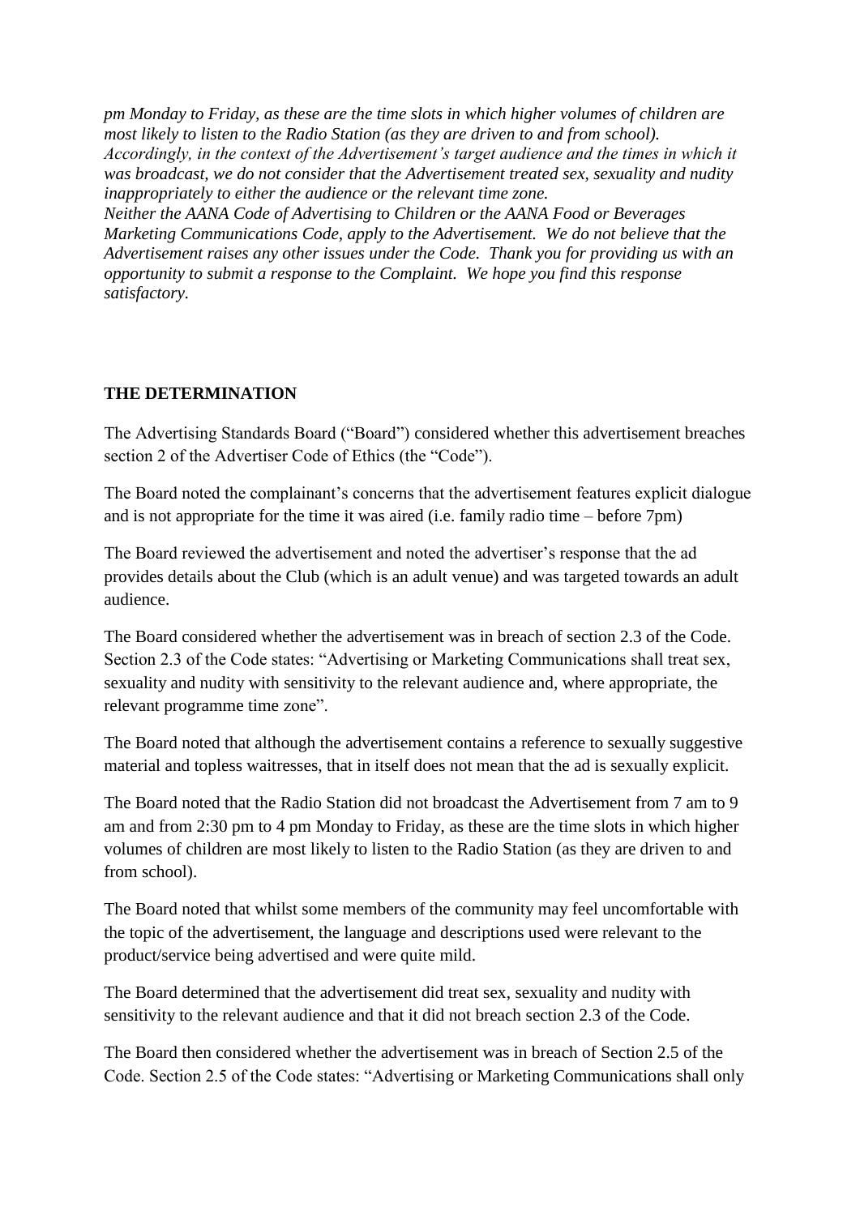*pm Monday to Friday, as these are the time slots in which higher volumes of children are most likely to listen to the Radio Station (as they are driven to and from school). Accordingly, in the context of the Advertisement's target audience and the times in which it was broadcast, we do not consider that the Advertisement treated sex, sexuality and nudity inappropriately to either the audience or the relevant time zone.*
*Neither the AANA Code of Advertising to Children or the AANA Food or Beverages Marketing Communications Code, apply to the Advertisement. We do not believe that the Advertisement raises any other issues under the Code. Thank you for providing us with an opportunity to submit a response to the Complaint. We hope you find this response satisfactory.*

**THE DETERMINATION**

The Advertising Standards Board ("Board") considered whether this advertisement breaches section 2 of the Advertiser Code of Ethics (the "Code").

The Board noted the complainant's concerns that the advertisement features explicit dialogue and is not appropriate for the time it was aired (i.e. family radio time – before 7pm)

The Board reviewed the advertisement and noted the advertiser's response that the ad provides details about the Club (which is an adult venue) and was targeted towards an adult audience.

The Board considered whether the advertisement was in breach of section 2.3 of the Code. Section 2.3 of the Code states: "Advertising or Marketing Communications shall treat sex, sexuality and nudity with sensitivity to the relevant audience and, where appropriate, the relevant programme time zone".

The Board noted that although the advertisement contains a reference to sexually suggestive material and topless waitresses, that in itself does not mean that the ad is sexually explicit.

The Board noted that the Radio Station did not broadcast the Advertisement from 7 am to 9 am and from 2:30 pm to 4 pm Monday to Friday, as these are the time slots in which higher volumes of children are most likely to listen to the Radio Station (as they are driven to and from school).

The Board noted that whilst some members of the community may feel uncomfortable with the topic of the advertisement, the language and descriptions used were relevant to the product/service being advertised and were quite mild.

The Board determined that the advertisement did treat sex, sexuality and nudity with sensitivity to the relevant audience and that it did not breach section 2.3 of the Code.

The Board then considered whether the advertisement was in breach of Section 2.5 of the Code. Section 2.5 of the Code states: "Advertising or Marketing Communications shall only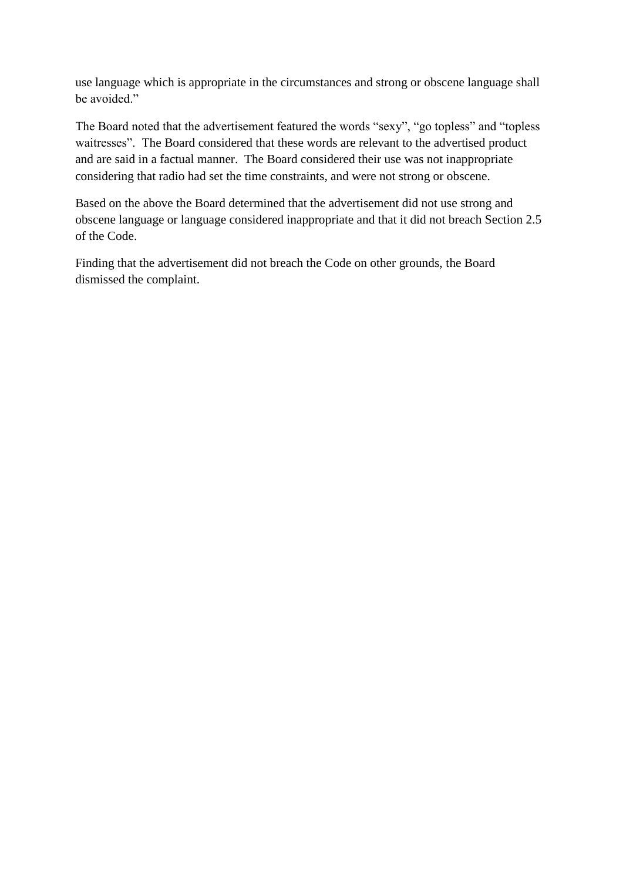use language which is appropriate in the circumstances and strong or obscene language shall be avoided."

The Board noted that the advertisement featured the words "sexy", "go topless" and "topless waitresses". The Board considered that these words are relevant to the advertised product and are said in a factual manner. The Board considered their use was not inappropriate considering that radio had set the time constraints, and were not strong or obscene.

Based on the above the Board determined that the advertisement did not use strong and obscene language or language considered inappropriate and that it did not breach Section 2.5 of the Code.

Finding that the advertisement did not breach the Code on other grounds, the Board dismissed the complaint.